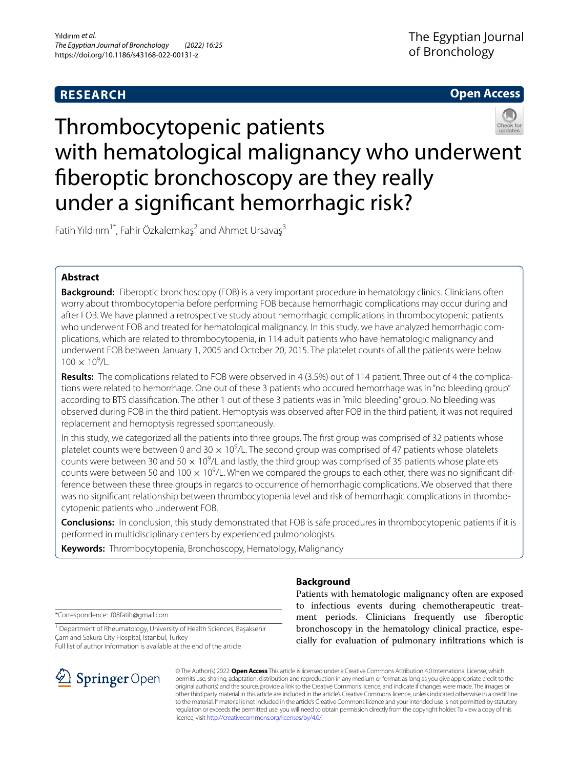RESEARCH

Open Access

# Thrombocytopenic patients with hematological malignancy who underwent fiberoptic bronchoscopy are they really under a significant hemorrhagic risk?

Fatih Yıldırım[1*], Fahir Özkalemkaş[2] and Ahmet Ursavaş[3]

## Abstract

**Background:** Fiberoptic bronchoscopy (FOB) is a very important procedure in hematology clinics. Clinicians often worry about thrombocytopenia before performing FOB because hemorrhagic complications may occur during and after FOB. We have planned a retrospective study about hemorrhagic complications in thrombocytopenic patients who underwent FOB and treated for hematological malignancy. In this study, we have analyzed hemorrhagic complications, which are related to thrombocytopenia, in 114 adult patients who have hematologic malignancy and underwent FOB between January 1, 2005 and October 20, 2015. The platelet counts of all the patients were below $100 \times 10^9$/L.

**Results:** The complications related to FOB were observed in 4 (3.5%) out of 114 patient. Three out of 4 the complications were related to hemorrhage. One out of these 3 patients who occured hemorrhage was in "no bleeding group" according to BTS classification. The other 1 out of these 3 patients was in "mild bleeding" group. No bleeding was observed during FOB in the third patient. Hemoptysis was observed after FOB in the third patient, it was not required replacement and hemoptysis regressed spontaneously.

In this study, we categorized all the patients into three groups. The first group was comprised of 32 patients whose platelet counts were between 0 and $30 \times 10^9$/L. The second group was comprised of 47 patients whose platelets counts were between 30 and $50 \times 10^9$/L and lastly, the third group was comprised of 35 patients whose platelets counts were between 50 and $100 \times 10^9$/L. When we compared the groups to each other, there was no significant difference between these three groups in regards to occurrence of hemorrhagic complications. We observed that there was no significant relationship between thrombocytopenia level and risk of hemorrhagic complications in thrombocytopenic patients who underwent FOB.

**Conclusions:** In conclusion, this study demonstrated that FOB is safe procedures in thrombocytopenic patients if it is performed in multidisciplinary centers by experienced pulmonologists.

**Keywords:** Thrombocytopenia, Bronchoscopy, Hematology, Malignancy

## Background

Patients with hematologic malignancy often are exposed to infectious events during chemotherapeutic treatment periods. Clinicians frequently use fiberoptic bronchoscopy in the hematology clinical practice, especially for evaluation of pulmonary infiltrations which is

*Correspondence: f08fatih@gmail.com

[1] Department of Rheumatology, University of Health Sciences, Başaksehir Çam and Sakura City Hospital, Istanbul, Turkey

Full list of author information is available at the end of the article

© The Author(s) 2022. **Open Access** This article is licensed under a Creative Commons Attribution 4.0 International License, which permits use, sharing, adaptation, distribution and reproduction in any medium or format, as long as you give appropriate credit to the original author(s) and the source, provide a link to the Creative Commons licence, and indicate if changes were made. The images or other third party material in this article are included in the article's Creative Commons licence, unless indicated otherwise in a credit line to the material. If material is not included in the article's Creative Commons licence and your intended use is not permitted by statutory regulation or exceeds the permitted use, you will need to obtain permission directly from the copyright holder. To view a copy of this licence, visit http://creativecommons.org/licenses/by/4.0/.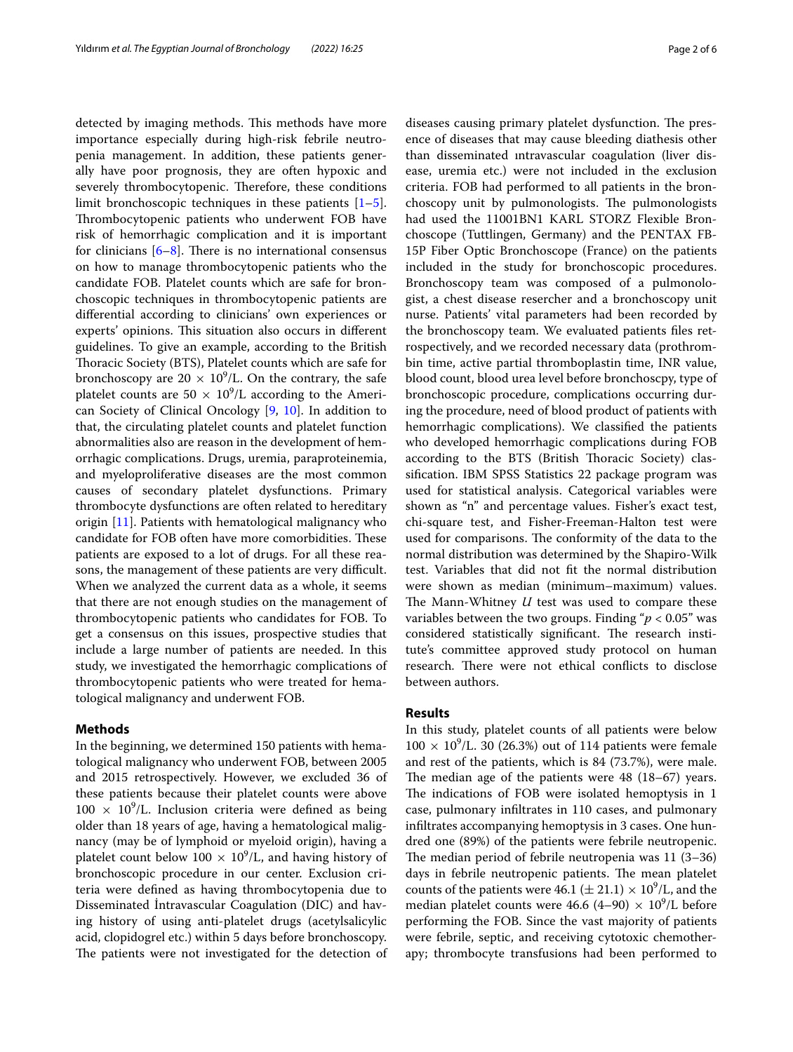detected by imaging methods. This methods have more importance especially during high-risk febrile neutropenia management. In addition, these patients generally have poor prognosis, they are often hypoxic and severely thrombocytopenic. Therefore, these conditions limit bronchoscopic techniques in these patients [1–5]. Thrombocytopenic patients who underwent FOB have risk of hemorrhagic complication and it is important for clinicians [6–8]. There is no international consensus on how to manage thrombocytopenic patients who the candidate FOB. Platelet counts which are safe for bronchoscopic techniques in thrombocytopenic patients are differential according to clinicians' own experiences or experts' opinions. This situation also occurs in different guidelines. To give an example, according to the British Thoracic Society (BTS), Platelet counts which are safe for bronchoscopy are $20 \times 10^9$/L. On the contrary, the safe platelet counts are $50 \times 10^9$/L according to the American Society of Clinical Oncology [9, 10]. In addition to that, the circulating platelet counts and platelet function abnormalities also are reason in the development of hemorrhagic complications. Drugs, uremia, paraproteinemia, and myeloproliferative diseases are the most common causes of secondary platelet dysfunctions. Primary thrombocyte dysfunctions are often related to hereditary origin [11]. Patients with hematological malignancy who candidate for FOB often have more comorbidities. These patients are exposed to a lot of drugs. For all these reasons, the management of these patients are very difficult. When we analyzed the current data as a whole, it seems that there are not enough studies on the management of thrombocytopenic patients who candidates for FOB. To get a consensus on this issues, prospective studies that include a large number of patients are needed. In this study, we investigated the hemorrhagic complications of thrombocytopenic patients who were treated for hematological malignancy and underwent FOB.

## Methods

In the beginning, we determined 150 patients with hematological malignancy who underwent FOB, between 2005 and 2015 retrospectively. However, we excluded 36 of these patients because their platelet counts were above $100 \times 10^9$/L. Inclusion criteria were defined as being older than 18 years of age, having a hematological malignancy (may be of lymphoid or myeloid origin), having a platelet count below $100 \times 10^9$/L, and having history of bronchoscopic procedure in our center. Exclusion criteria were defined as having thrombocytopenia due to Disseminated İntravascular Coagulation (DIC) and having history of using anti-platelet drugs (acetylsalicylic acid, clopidogrel etc.) within 5 days before bronchoscopy. The patients were not investigated for the detection of diseases causing primary platelet dysfunction. The presence of diseases that may cause bleeding diathesis other than disseminated ıntravascular coagulation (liver disease, uremia etc.) were not included in the exclusion criteria. FOB had performed to all patients in the bronchoscopy unit by pulmonologists. The pulmonologists had used the 11001BN1 KARL STORZ Flexible Bronchoscope (Tuttlingen, Germany) and the PENTAX FB-15P Fiber Optic Bronchoscope (France) on the patients included in the study for bronchoscopic procedures. Bronchoscopy team was composed of a pulmonologist, a chest disease resercher and a bronchoscopy unit nurse. Patients' vital parameters had been recorded by the bronchoscopy team. We evaluated patients files retrospectively, and we recorded necessary data (prothrombin time, active partial thromboplastin time, INR value, blood count, blood urea level before bronchoscpy, type of bronchoscopic procedure, complications occurring during the procedure, need of blood product of patients with hemorrhagic complications). We classified the patients who developed hemorrhagic complications during FOB according to the BTS (British Thoracic Society) classification. IBM SPSS Statistics 22 package program was used for statistical analysis. Categorical variables were shown as "n" and percentage values. Fisher's exact test, chi-square test, and Fisher-Freeman-Halton test were used for comparisons. The conformity of the data to the normal distribution was determined by the Shapiro-Wilk test. Variables that did not fit the normal distribution were shown as median (minimum–maximum) values. The Mann-Whitney $U$ test was used to compare these variables between the two groups. Finding "$p < 0.05$" was considered statistically significant. The research institute's committee approved study protocol on human research. There were not ethical conflicts to disclose between authors.

## Results

In this study, platelet counts of all patients were below $100 \times 10^9$/L. 30 (26.3%) out of 114 patients were female and rest of the patients, which is 84 (73.7%), were male. The median age of the patients were 48 (18–67) years. The indications of FOB were isolated hemoptysis in 1 case, pulmonary infiltrates in 110 cases, and pulmonary infiltrates accompanying hemoptysis in 3 cases. One hundred one (89%) of the patients were febrile neutropenic. The median period of febrile neutropenia was 11 (3–36) days in febrile neutropenic patients. The mean platelet counts of the patients were 46.1 ($\pm$ 21.1) $\times 10^9$/L, and the median platelet counts were 46.6 (4–90) $\times 10^9$/L before performing the FOB. Since the vast majority of patients were febrile, septic, and receiving cytotoxic chemotherapy; thrombocyte transfusions had been performed to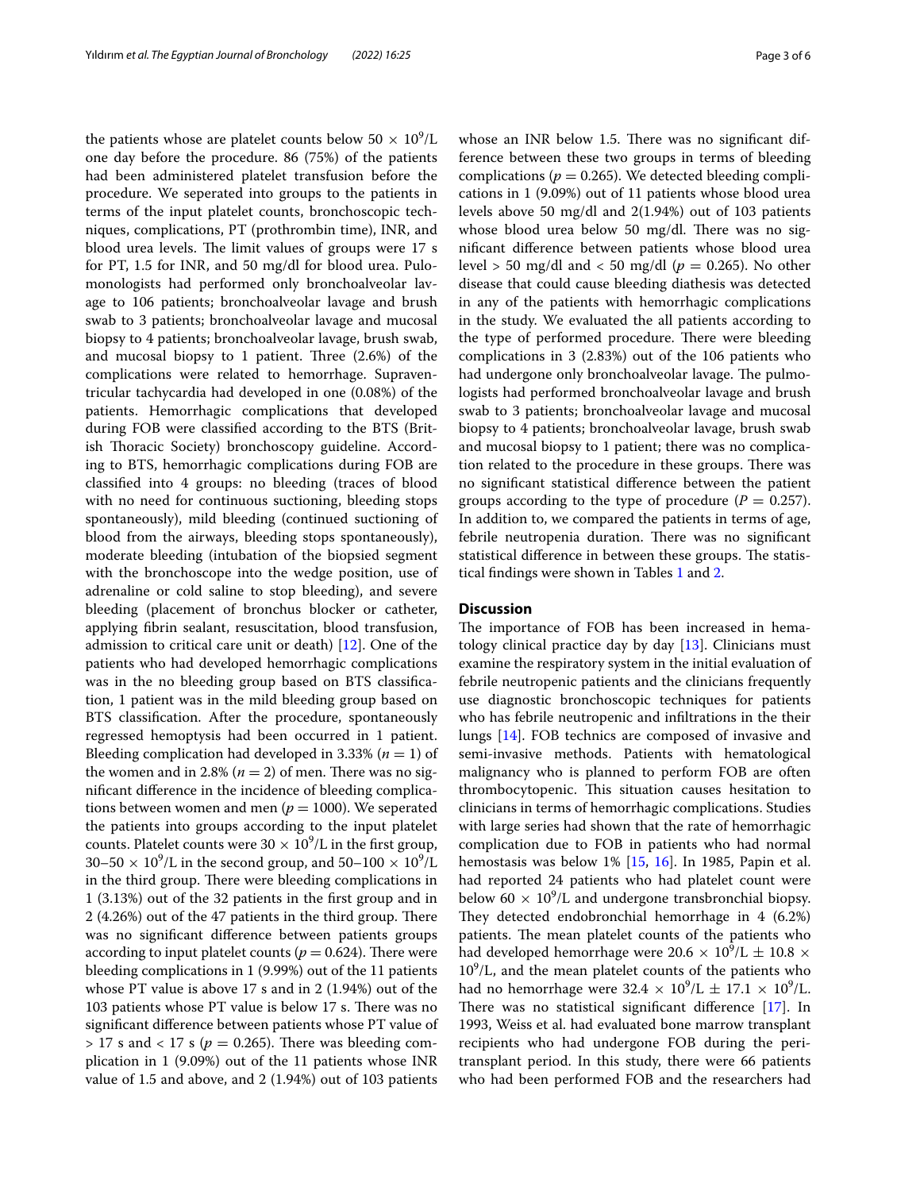the patients whose are platelet counts below $50 \times 10^9$/L one day before the procedure. 86 (75%) of the patients had been administered platelet transfusion before the procedure. We seperated into groups to the patients in terms of the input platelet counts, bronchoscopic techniques, complications, PT (prothrombin time), INR, and blood urea levels. The limit values of groups were 17 s for PT, 1.5 for INR, and 50 mg/dl for blood urea. Pulomonologists had performed only bronchoalveolar lavage to 106 patients; bronchoalveolar lavage and brush swab to 3 patients; bronchoalveolar lavage and mucosal biopsy to 4 patients; bronchoalveolar lavage, brush swab, and mucosal biopsy to 1 patient. Three (2.6%) of the complications were related to hemorrhage. Supraventricular tachycardia had developed in one (0.08%) of the patients. Hemorrhagic complications that developed during FOB were classified according to the BTS (British Thoracic Society) bronchoscopy guideline. According to BTS, hemorrhagic complications during FOB are classified into 4 groups: no bleeding (traces of blood with no need for continuous suctioning, bleeding stops spontaneously), mild bleeding (continued suctioning of blood from the airways, bleeding stops spontaneously), moderate bleeding (intubation of the biopsied segment with the bronchoscope into the wedge position, use of adrenaline or cold saline to stop bleeding), and severe bleeding (placement of bronchus blocker or catheter, applying fibrin sealant, resuscitation, blood transfusion, admission to critical care unit or death) [12]. One of the patients who had developed hemorrhagic complications was in the no bleeding group based on BTS classification, 1 patient was in the mild bleeding group based on BTS classification. After the procedure, spontaneously regressed hemoptysis had been occurred in 1 patient. Bleeding complication had developed in 3.33% ($n = 1$) of the women and in 2.8% ($n = 2$) of men. There was no significant difference in the incidence of bleeding complications between women and men ($p = 1000$). We seperated the patients into groups according to the input platelet counts. Platelet counts were $30 \times 10^9$/L in the first group, $30–50 \times 10^9$/L in the second group, and $50–100 \times 10^9$/L in the third group. There were bleeding complications in 1 (3.13%) out of the 32 patients in the first group and in 2 (4.26%) out of the 47 patients in the third group. There was no significant difference between patients groups according to input platelet counts ($p = 0.624$). There were bleeding complications in 1 (9.99%) out of the 11 patients whose PT value is above 17 s and in 2 (1.94%) out of the 103 patients whose PT value is below 17 s. There was no significant difference between patients whose PT value of > 17 s and < 17 s ($p = 0.265$). There was bleeding complication in 1 (9.09%) out of the 11 patients whose INR value of 1.5 and above, and 2 (1.94%) out of 103 patients whose an INR below 1.5. There was no significant difference between these two groups in terms of bleeding complications ($p = 0.265$). We detected bleeding complications in 1 (9.09%) out of 11 patients whose blood urea levels above 50 mg/dl and 2(1.94%) out of 103 patients whose blood urea below 50 mg/dl. There was no significant difference between patients whose blood urea level > 50 mg/dl and < 50 mg/dl ($p = 0.265$). No other disease that could cause bleeding diathesis was detected in any of the patients with hemorrhagic complications in the study. We evaluated the all patients according to the type of performed procedure. There were bleeding complications in 3 (2.83%) out of the 106 patients who had undergone only bronchoalveolar lavage. The pulmologists had performed bronchoalveolar lavage and brush swab to 3 patients; bronchoalveolar lavage and mucosal biopsy to 4 patients; bronchoalveolar lavage, brush swab and mucosal biopsy to 1 patient; there was no complication related to the procedure in these groups. There was no significant statistical difference between the patient groups according to the type of procedure ($P = 0.257$). In addition to, we compared the patients in terms of age, febrile neutropenia duration. There was no significant statistical difference in between these groups. The statistical findings were shown in Tables 1 and 2.

## Discussion

The importance of FOB has been increased in hematology clinical practice day by day [13]. Clinicians must examine the respiratory system in the initial evaluation of febrile neutropenic patients and the clinicians frequently use diagnostic bronchoscopic techniques for patients who has febrile neutropenic and infiltrations in the their lungs [14]. FOB technics are composed of invasive and semi-invasive methods. Patients with hematological malignancy who is planned to perform FOB are often thrombocytopenic. This situation causes hesitation to clinicians in terms of hemorrhagic complications. Studies with large series had shown that the rate of hemorrhagic complication due to FOB in patients who had normal hemostasis was below 1% [15, 16]. In 1985, Papin et al. had reported 24 patients who had platelet count were below $60 \times 10^9$/L and undergone transbronchial biopsy. They detected endobronchial hemorrhage in 4 (6.2%) patients. The mean platelet counts of the patients who had developed hemorrhage were $20.6 \times 10^9/\text{L} \pm 10.8 \times 10^9$/L, and the mean platelet counts of the patients who had no hemorrhage were $32.4 \times 10^9/\text{L} \pm 17.1 \times 10^9$/L. There was no statistical significant difference [17]. In 1993, Weiss et al. had evaluated bone marrow transplant recipients who had undergone FOB during the peritransplant period. In this study, there were 66 patients who had been performed FOB and the researchers had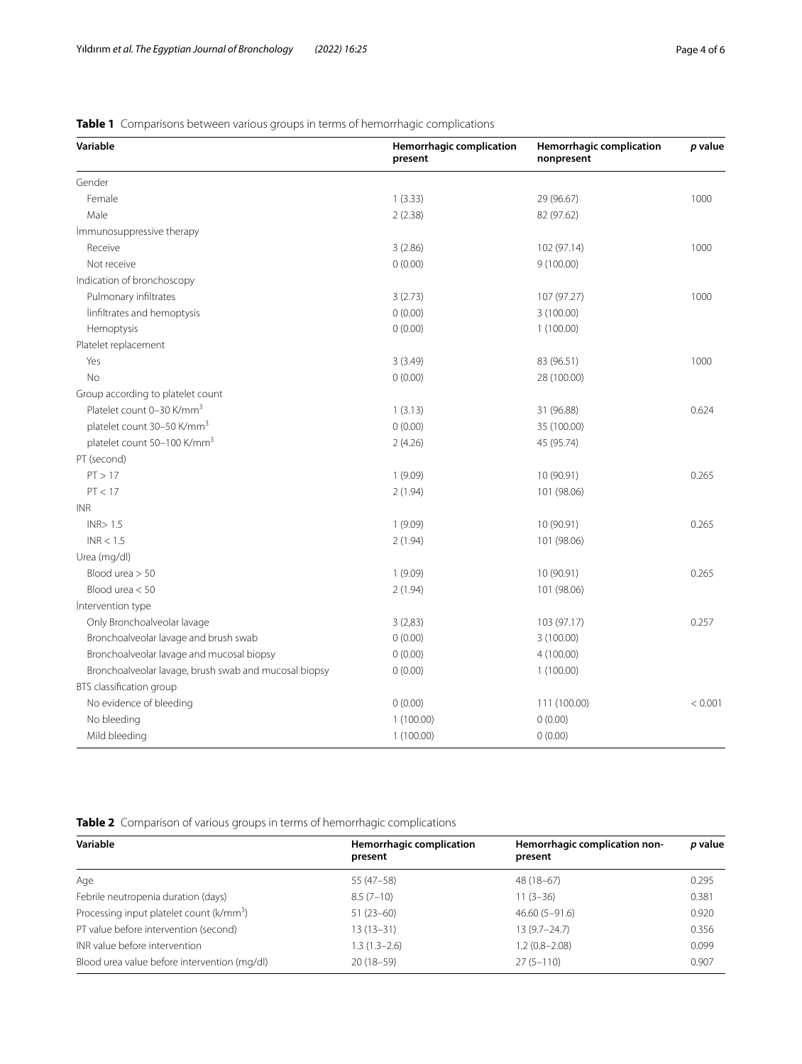**Table 1** Comparisons between various groups in terms of hemorrhagic complications

| Variable | Hemorrhagic complication present | Hemorrhagic complication nonpresent | *p* value |
|---|---|---|---|
| Gender | | | |
| Female | 1 (3.33) | 29 (96.67) | 1000 |
| Male | 2 (2.38) | 82 (97.62) | |
| İmmunosuppressive therapy | | | |
| Receive | 3 (2.86) | 102 (97.14) | 1000 |
| Not receive | 0 (0.00) | 9 (100.00) | |
| Indication of bronchoscopy | | | |
| Pulmonary infiltrates | 3 (2.73) | 107 (97.27) | 1000 |
| İinfiltrates and hemoptysis | 0 (0.00) | 3 (100.00) | |
| Hemoptysis | 0 (0.00) | 1 (100.00) | |
| Platelet replacement | | | |
| Yes | 3 (3.49) | 83 (96.51) | 1000 |
| No | 0 (0.00) | 28 (100.00) | |
| Group according to platelet count | | | |
| Platelet count 0–30 K/mm$^3$ | 1 (3.13) | 31 (96.88) | 0.624 |
| platelet count 30–50 K/mm$^3$ | 0 (0.00) | 35 (100.00) | |
| platelet count 50–100 K/mm$^3$ | 2 (4.26) | 45 (95.74) | |
| PT (second) | | | |
| PT > 17 | 1 (9.09) | 10 (90.91) | 0.265 |
| PT < 17 | 2 (1.94) | 101 (98.06) | |
| INR | | | |
| INR> 1.5 | 1 (9.09) | 10 (90.91) | 0.265 |
| INR < 1.5 | 2 (1.94) | 101 (98.06) | |
| Urea (mg/dl) | | | |
| Blood urea > 50 | 1 (9.09) | 10 (90.91) | 0.265 |
| Blood urea < 50 | 2 (1.94) | 101 (98.06) | |
| İntervention type | | | |
| Only Bronchoalveolar lavage | 3 (2,83) | 103 (97.17) | 0.257 |
| Bronchoalveolar lavage and brush swab | 0 (0.00) | 3 (100.00) | |
| Bronchoalveolar lavage and mucosal biopsy | 0 (0.00) | 4 (100.00) | |
| Bronchoalveolar lavage, brush swab and mucosal biopsy | 0 (0.00) | 1 (100.00) | |
| BTS classification group | | | |
| No evidence of bleeding | 0 (0.00) | 111 (100.00) | < 0.001 |
| No bleeding | 1 (100.00) | 0 (0.00) | |
| Mild bleeding | 1 (100.00) | 0 (0.00) | |

**Table 2** Comparison of various groups in terms of hemorrhagic complications

| Variable | Hemorrhagic complication present | Hemorrhagic complication non-present | *p* value |
|---|---|---|---|
| Age | 55 (47–58) | 48 (18–67) | 0.295 |
| Febrile neutropenia duration (days) | 8.5 (7–10) | 11 (3–36) | 0.381 |
| Processing input platelet count (k/mm$^3$) | 51 (23–60) | 46.60 (5–91.6) | 0.920 |
| PT value before intervention (second) | 13 (13–31) | 13 (9.7–24.7) | 0.356 |
| INR value before intervention | 1.3 (1.3–2.6) | 1.2 (0.8–2.08) | 0.099 |
| Blood urea value before intervention (mg/dl) | 20 (18–59) | 27 (5–110) | 0.907 |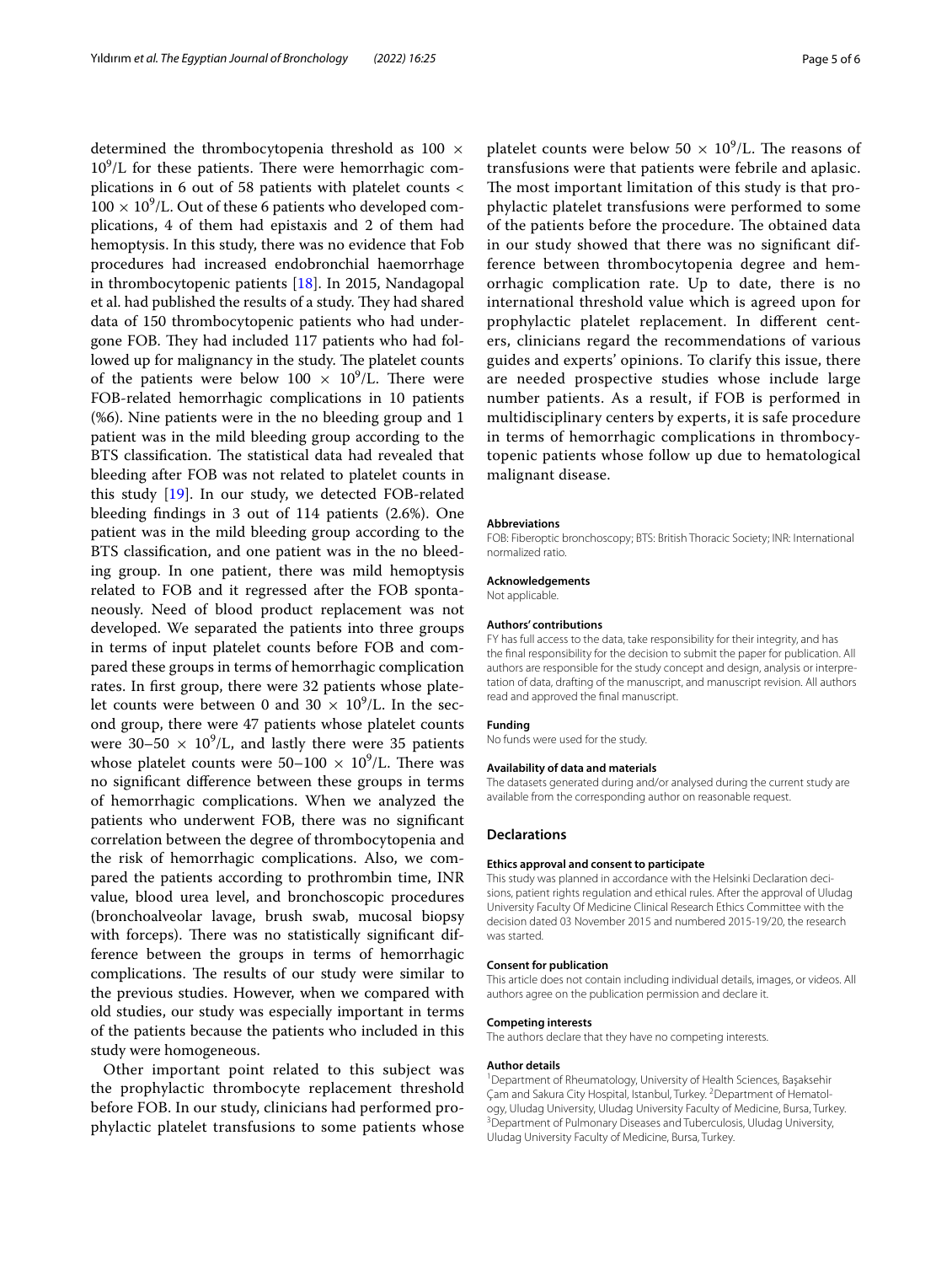determined the thrombocytopenia threshold as $100 \times 10^9$/L for these patients. There were hemorrhagic complications in 6 out of 58 patients with platelet counts < $100 \times 10^9$/L. Out of these 6 patients who developed complications, 4 of them had epistaxis and 2 of them had hemoptysis. In this study, there was no evidence that Fob procedures had increased endobronchial haemorrhage in thrombocytopenic patients [18]. In 2015, Nandagopal et al. had published the results of a study. They had shared data of 150 thrombocytopenic patients who had undergone FOB. They had included 117 patients who had followed up for malignancy in the study. The platelet counts of the patients were below $100 \times 10^9$/L. There were FOB-related hemorrhagic complications in 10 patients (%6). Nine patients were in the no bleeding group and 1 patient was in the mild bleeding group according to the BTS classification. The statistical data had revealed that bleeding after FOB was not related to platelet counts in this study [19]. In our study, we detected FOB-related bleeding findings in 3 out of 114 patients (2.6%). One patient was in the mild bleeding group according to the BTS classification, and one patient was in the no bleeding group. In one patient, there was mild hemoptysis related to FOB and it regressed after the FOB spontaneously. Need of blood product replacement was not developed. We separated the patients into three groups in terms of input platelet counts before FOB and compared these groups in terms of hemorrhagic complication rates. In first group, there were 32 patients whose platelet counts were between 0 and $30 \times 10^9$/L. In the second group, there were 47 patients whose platelet counts were $30–50 \times 10^9$/L, and lastly there were 35 patients whose platelet counts were $50–100 \times 10^9$/L. There was no significant difference between these groups in terms of hemorrhagic complications. When we analyzed the patients who underwent FOB, there was no significant correlation between the degree of thrombocytopenia and the risk of hemorrhagic complications. Also, we compared the patients according to prothrombin time, INR value, blood urea level, and bronchoscopic procedures (bronchoalveolar lavage, brush swab, mucosal biopsy with forceps). There was no statistically significant difference between the groups in terms of hemorrhagic complications. The results of our study were similar to the previous studies. However, when we compared with old studies, our study was especially important in terms of the patients because the patients who included in this study were homogeneous.

Other important point related to this subject was the prophylactic thrombocyte replacement threshold before FOB. In our study, clinicians had performed prophylactic platelet transfusions to some patients whose platelet counts were below $50 \times 10^9$/L. The reasons of transfusions were that patients were febrile and aplasic. The most important limitation of this study is that prophylactic platelet transfusions were performed to some of the patients before the procedure. The obtained data in our study showed that there was no significant difference between thrombocytopenia degree and hemorrhagic complication rate. Up to date, there is no international threshold value which is agreed upon for prophylactic platelet replacement. In different centers, clinicians regard the recommendations of various guides and experts' opinions. To clarify this issue, there are needed prospective studies whose include large number patients. As a result, if FOB is performed in multidisciplinary centers by experts, it is safe procedure in terms of hemorrhagic complications in thrombocytopenic patients whose follow up due to hematological malignant disease.

#### Abbreviations

FOB: Fiberoptic bronchoscopy; BTS: British Thoracic Society; INR: International normalized ratio.

#### Acknowledgements

Not applicable.

#### Authors' contributions

FY has full access to the data, take responsibility for their integrity, and has the final responsibility for the decision to submit the paper for publication. All authors are responsible for the study concept and design, analysis or interpretation of data, drafting of the manuscript, and manuscript revision. All authors read and approved the final manuscript.

#### Funding

No funds were used for the study.

#### Availability of data and materials

The datasets generated during and/or analysed during the current study are available from the corresponding author on reasonable request.

### Declarations

#### Ethics approval and consent to participate

This study was planned in accordance with the Helsinki Declaration decisions, patient rights regulation and ethical rules. After the approval of Uludag University Faculty Of Medicine Clinical Research Ethics Committee with the decision dated 03 November 2015 and numbered 2015-19/20, the research was started.

#### Consent for publication

This article does not contain including individual details, images, or videos. All authors agree on the publication permission and declare it.

#### Competing interests

The authors declare that they have no competing interests.

#### Author details

[1]Department of Rheumatology, University of Health Sciences, Başaksehir Çam and Sakura City Hospital, Istanbul, Turkey. [2]Department of Hematology, Uludag University, Uludag University Faculty of Medicine, Bursa, Turkey. [3]Department of Pulmonary Diseases and Tuberculosis, Uludag University, Uludag University Faculty of Medicine, Bursa, Turkey.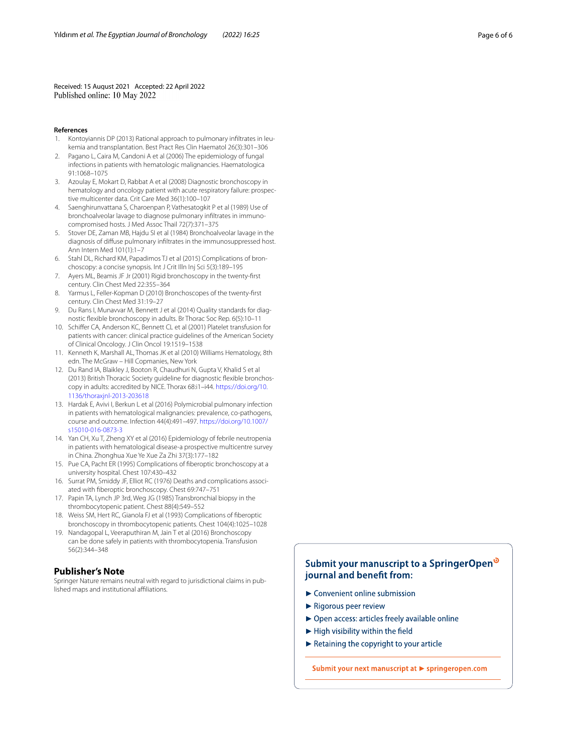Received: 15 August 2021 Accepted: 22 April 2022
Published online: 10 May 2022

### References

1. Kontoyiannis DP (2013) Rational approach to pulmonary infiltrates in leukemia and transplantation. Best Pract Res Clin Haematol 26(3):301–306
2. Pagano L, Caira M, Candoni A et al (2006) The epidemiology of fungal infections in patients with hematologic malignancies. Haematologica 91:1068–1075
3. Azoulay E, Mokart D, Rabbat A et al (2008) Diagnostic bronchoscopy in hematology and oncology patient with acute respiratory failure: prospective multicenter data. Crit Care Med 36(1):100–107
4. Saenghirunvattana S, Charoenpan P, Vathesatogkit P et al (1989) Use of bronchoalveolar lavage to diagnose pulmonary infiltrates in immunocompromised hosts. J Med Assoc Thail 72(7):371–375
5. Stover DE, Zaman MB, Hajdu SI et al (1984) Bronchoalveolar lavage in the diagnosis of diffuse pulmonary infiltrates in the immunosuppressed host. Ann Intern Med 101(1):1–7
6. Stahl DL, Richard KM, Papadimos TJ et al (2015) Complications of bronchoscopy: a concise synopsis. Int J Crit Illn Inj Sci 5(3):189–195
7. Ayers ML, Beamis JF Jr (2001) Rigid bronchoscopy in the twenty-first century. Clin Chest Med 22:355–364
8. Yarmus L, Feller-Kopman D (2010) Bronchoscopes of the twenty-first century. Clin Chest Med 31:19–27
9. Du Rans I, Munavvar M, Bennett J et al (2014) Quality standards for diagnostic flexible bronchoscopy in adults. Br Thorac Soc Rep. 6(5):10–11
10. Schiffer CA, Anderson KC, Bennett CL et al (2001) Platelet transfusion for patients with cancer: clinical practice guidelines of the American Society of Clinical Oncology. J Clin Oncol 19:1519–1538
11. Kenneth K, Marshall AL, Thomas JK et al (2010) Williams Hematology, 8th edn. The McGraw – Hill Copmanies, New York
12. Du Rand IA, Blaikley J, Booton R, Chaudhuri N, Gupta V, Khalid S et al (2013) British Thoracic Society guideline for diagnostic flexible bronchoscopy in adults: accredited by NICE. Thorax 68:i1–i44. https://doi.org/10.1136/thoraxjnl-2013-203618
13. Hardak E, Avivi I, Berkun L et al (2016) Polymicrobial pulmonary infection in patients with hematological malignancies: prevalence, co-pathogens, course and outcome. Infection 44(4):491–497. https://doi.org/10.1007/s15010-016-0873-3
14. Yan CH, Xu T, Zheng XY et al (2016) Epidemiology of febrile neutropenia in patients with hematological disease-a prospective multicentre survey in China. Zhonghua Xue Ye Xue Za Zhi 37(3):177–182
15. Pue CA, Pacht ER (1995) Complications of fiberoptic bronchoscopy at a university hospital. Chest 107:430–432
16. Surrat PM, Smiddy JF, Elliot RC (1976) Deaths and complications associated with fiberoptic bronchoscopy. Chest 69:747–751
17. Papin TA, Lynch JP 3rd, Weg JG (1985) Transbronchial biopsy in the thrombocytopenic patient. Chest 88(4):549–552
18. Weiss SM, Hert RC, Gianola FJ et al (1993) Complications of fiberoptic bronchoscopy in thrombocytopenic patients. Chest 104(4):1025–1028
19. Nandagopal L, Veeraputhiran M, Jain T et al (2016) Bronchoscopy can be done safely in patients with thrombocytopenia. Transfusion 56(2):344–348

## Publisher's Note

Springer Nature remains neutral with regard to jurisdictional claims in published maps and institutional affiliations.

**Submit your manuscript to a SpringerOpen journal and benefit from:**

- Convenient online submission
- Rigorous peer review
- Open access: articles freely available online
- High visibility within the field
- Retaining the copyright to your article

**Submit your next manuscript at ► springeropen.com**